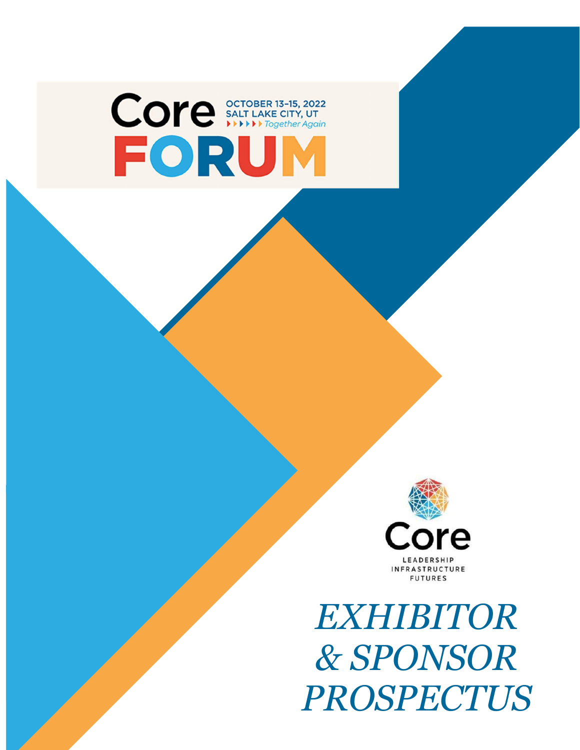# Core FORUM

OCTOBER 13-15, 2022
SALT LAKE CITY, UT
Together Again

Core
LEADERSHIP
INFRASTRUCTURE
FUTURES

# *EXHIBITOR & SPONSOR PROSPECTUS*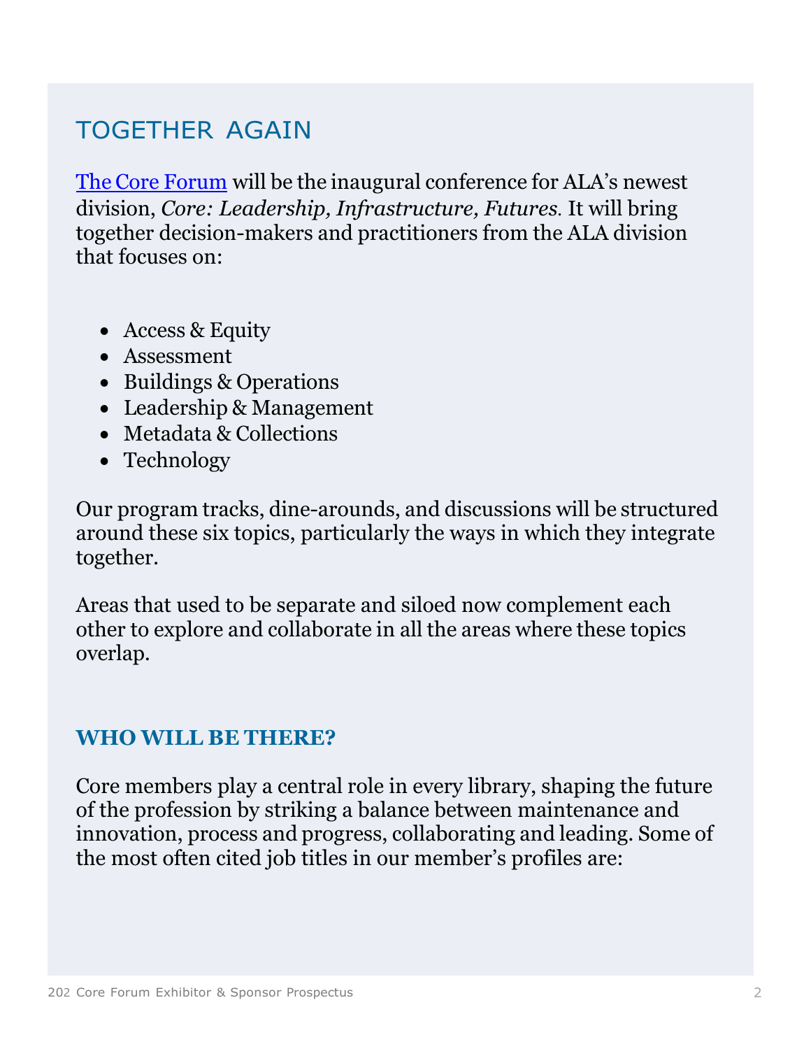## TOGETHER AGAIN

[The Core Forum](#) will be the inaugural conference for ALA's newest division, *Core: Leadership, Infrastructure, Futures.* It will bring together decision-makers and practitioners from the ALA division that focuses on:

- Access & Equity
- Assessment
- Buildings & Operations
- Leadership & Management
- Metadata & Collections
- Technology

Our program tracks, dine-arounds, and discussions will be structured around these six topics, particularly the ways in which they integrate together.

Areas that used to be separate and siloed now complement each other to explore and collaborate in all the areas where these topics overlap.

### WHO WILL BE THERE?

Core members play a central role in every library, shaping the future of the profession by striking a balance between maintenance and innovation, process and progress, collaborating and leading. Some of the most often cited job titles in our member's profiles are: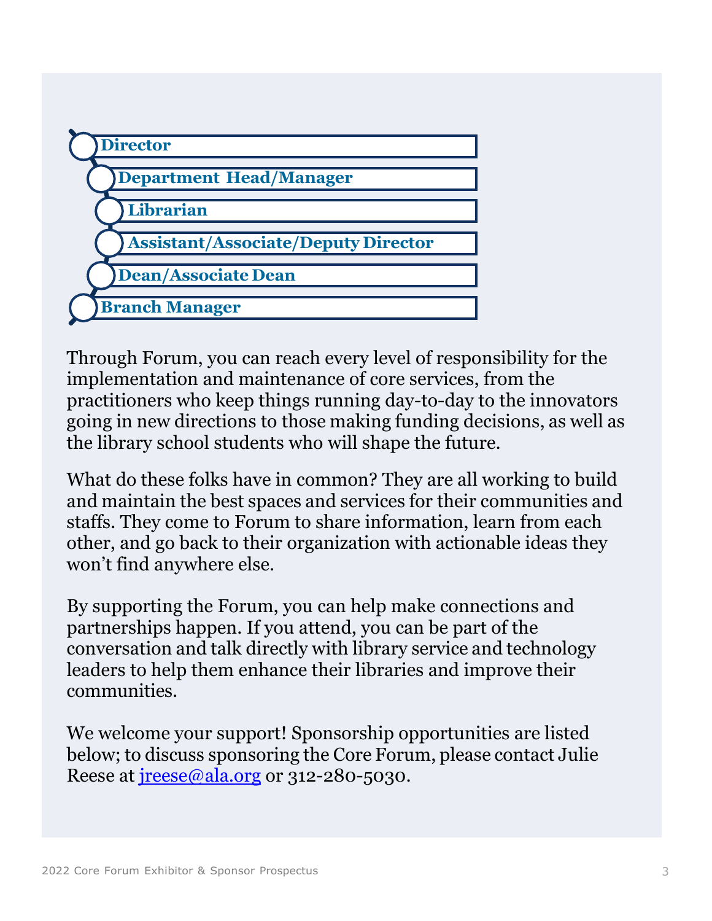- **Director**
- **Department Head/Manager**
- **Librarian**
- **Assistant/Associate/Deputy Director**
- **Dean/Associate Dean**
- **Branch Manager**

Through Forum, you can reach every level of responsibility for the implementation and maintenance of core services, from the practitioners who keep things running day-to-day to the innovators going in new directions to those making funding decisions, as well as the library school students who will shape the future.

What do these folks have in common? They are all working to build and maintain the best spaces and services for their communities and staffs. They come to Forum to share information, learn from each other, and go back to their organization with actionable ideas they won't find anywhere else.

By supporting the Forum, you can help make connections and partnerships happen. If you attend, you can be part of the conversation and talk directly with library service and technology leaders to help them enhance their libraries and improve their communities.

We welcome your support! Sponsorship opportunities are listed below; to discuss sponsoring the Core Forum, please contact Julie Reese at [jreese@ala.org](mailto:jreese@ala.org) or 312-280-5030.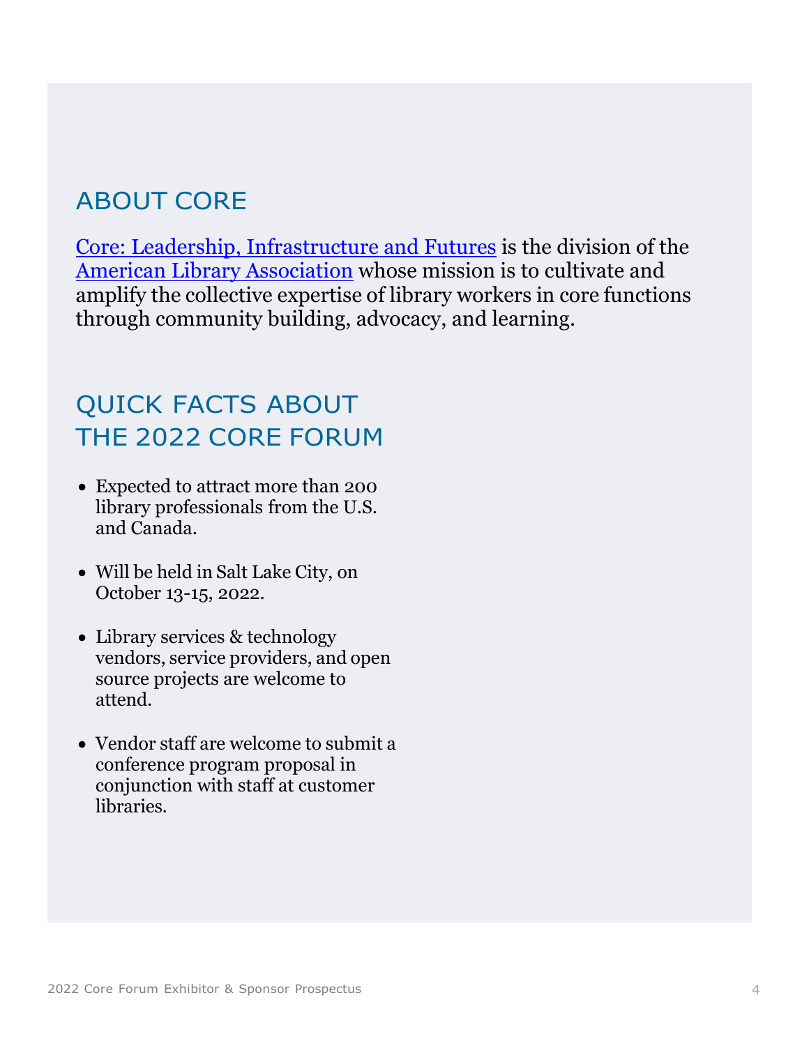## ABOUT CORE

Core: Leadership, Infrastructure and Futures is the division of the American Library Association whose mission is to cultivate and amplify the collective expertise of library workers in core functions through community building, advocacy, and learning.

## QUICK FACTS ABOUT THE 2022 CORE FORUM

- Expected to attract more than 200 library professionals from the U.S. and Canada.
- Will be held in Salt Lake City, on October 13-15, 2022.
- Library services & technology vendors, service providers, and open source projects are welcome to attend.
- Vendor staff are welcome to submit a conference program proposal in conjunction with staff at customer libraries.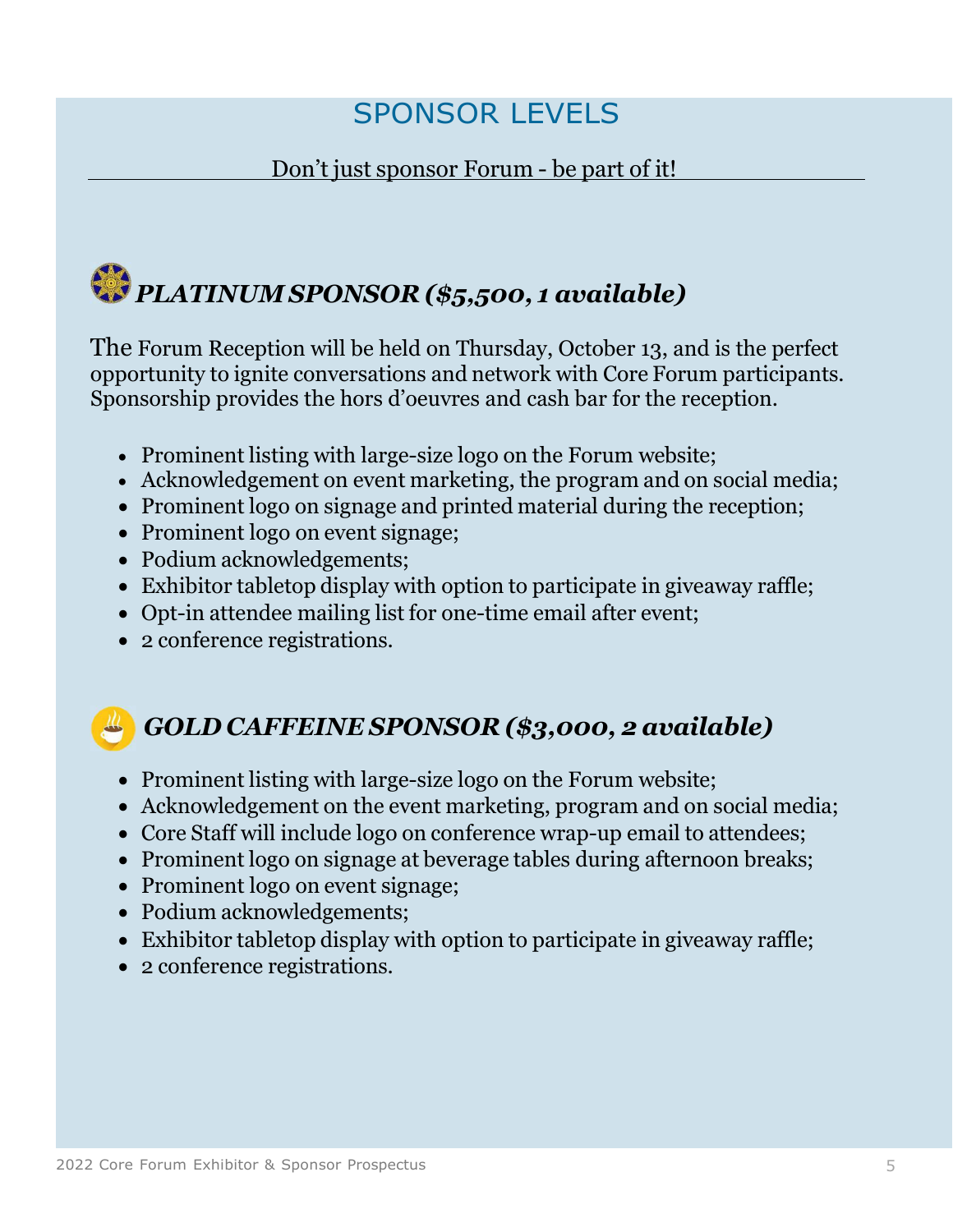# SPONSOR LEVELS

Don't just sponsor Forum - be part of it!

## *PLATINUM SPONSOR ($5,500, 1 available)*

The Forum Reception will be held on Thursday, October 13, and is the perfect opportunity to ignite conversations and network with Core Forum participants. Sponsorship provides the hors d'oeuvres and cash bar for the reception.

- Prominent listing with large-size logo on the Forum website;
- Acknowledgement on event marketing, the program and on social media;
- Prominent logo on signage and printed material during the reception;
- Prominent logo on event signage;
- Podium acknowledgements;
- Exhibitor tabletop display with option to participate in giveaway raffle;
- Opt-in attendee mailing list for one-time email after event;
- 2 conference registrations.

## *GOLD CAFFEINE SPONSOR ($3,000, 2 available)*

- Prominent listing with large-size logo on the Forum website;
- Acknowledgement on the event marketing, program and on social media;
- Core Staff will include logo on conference wrap-up email to attendees;
- Prominent logo on signage at beverage tables during afternoon breaks;
- Prominent logo on event signage;
- Podium acknowledgements;
- Exhibitor tabletop display with option to participate in giveaway raffle;
- 2 conference registrations.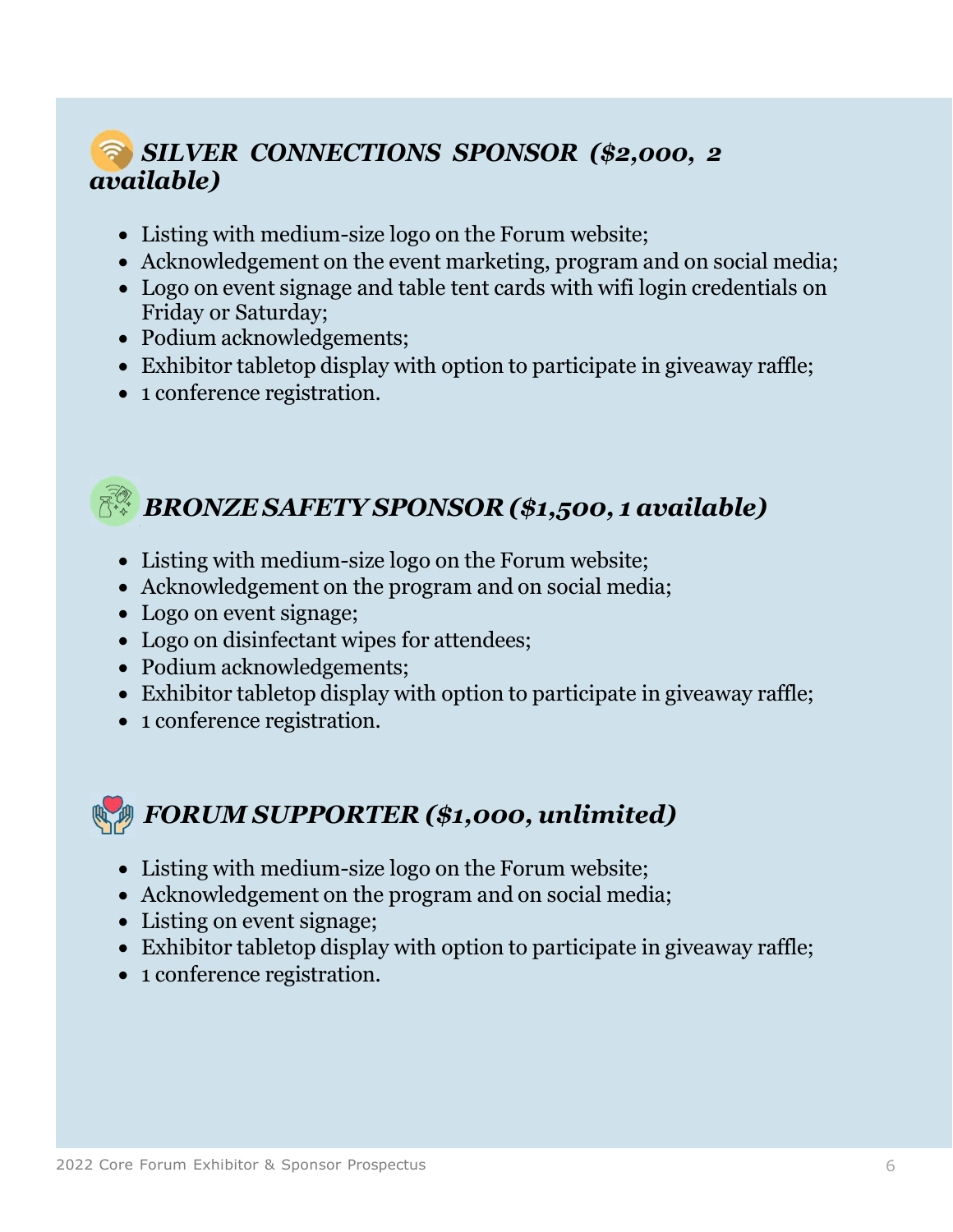## *SILVER CONNECTIONS SPONSOR ($2,000, 2 available)*

- Listing with medium-size logo on the Forum website;
- Acknowledgement on the event marketing, program and on social media;
- Logo on event signage and table tent cards with wifi login credentials on Friday or Saturday;
- Podium acknowledgements;
- Exhibitor tabletop display with option to participate in giveaway raffle;
- 1 conference registration.

## *BRONZE SAFETY SPONSOR ($1,500, 1 available)*

- Listing with medium-size logo on the Forum website;
- Acknowledgement on the program and on social media;
- Logo on event signage;
- Logo on disinfectant wipes for attendees;
- Podium acknowledgements;
- Exhibitor tabletop display with option to participate in giveaway raffle;
- 1 conference registration.

## *FORUM SUPPORTER ($1,000, unlimited)*

- Listing with medium-size logo on the Forum website;
- Acknowledgement on the program and on social media;
- Listing on event signage;
- Exhibitor tabletop display with option to participate in giveaway raffle;
- 1 conference registration.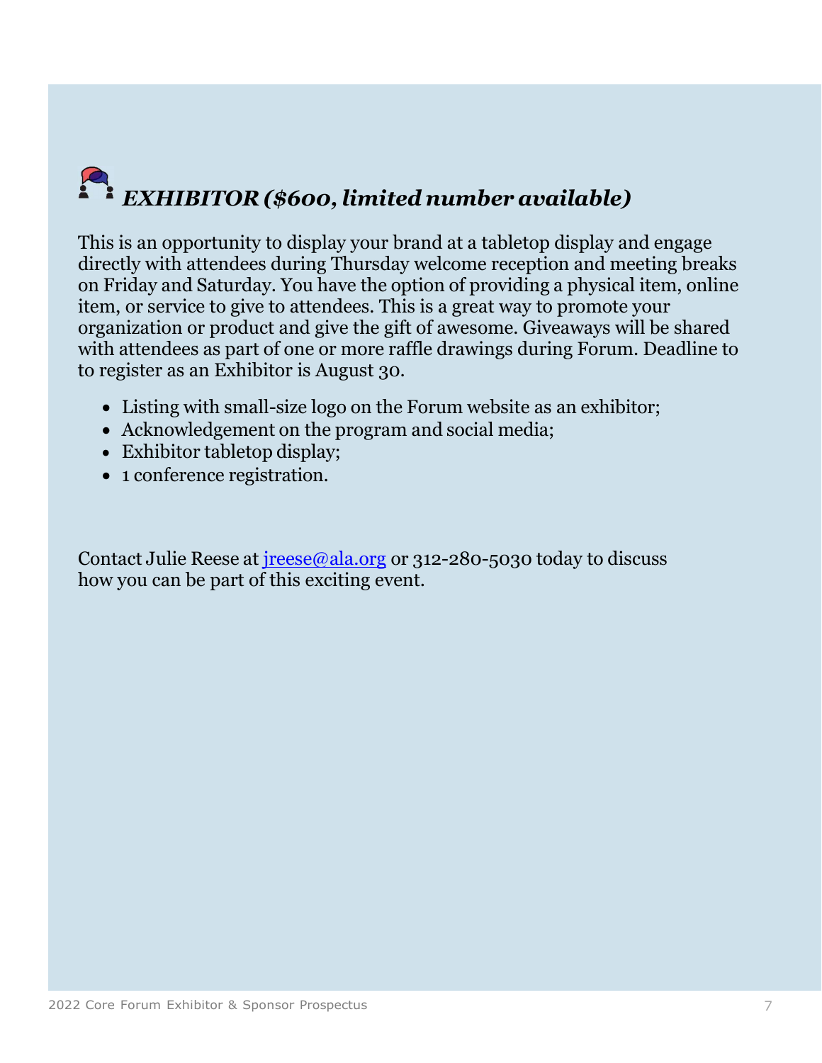## *EXHIBITOR ($600, limited number available)*

This is an opportunity to display your brand at a tabletop display and engage directly with attendees during Thursday welcome reception and meeting breaks on Friday and Saturday. You have the option of providing a physical item, online item, or service to give to attendees. This is a great way to promote your organization or product and give the gift of awesome. Giveaways will be shared with attendees as part of one or more raffle drawings during Forum. Deadline to to register as an Exhibitor is August 30.

- Listing with small-size logo on the Forum website as an exhibitor;
- Acknowledgement on the program and social media;
- Exhibitor tabletop display;
- 1 conference registration.

Contact Julie Reese at jreese@ala.org or 312-280-5030 today to discuss how you can be part of this exciting event.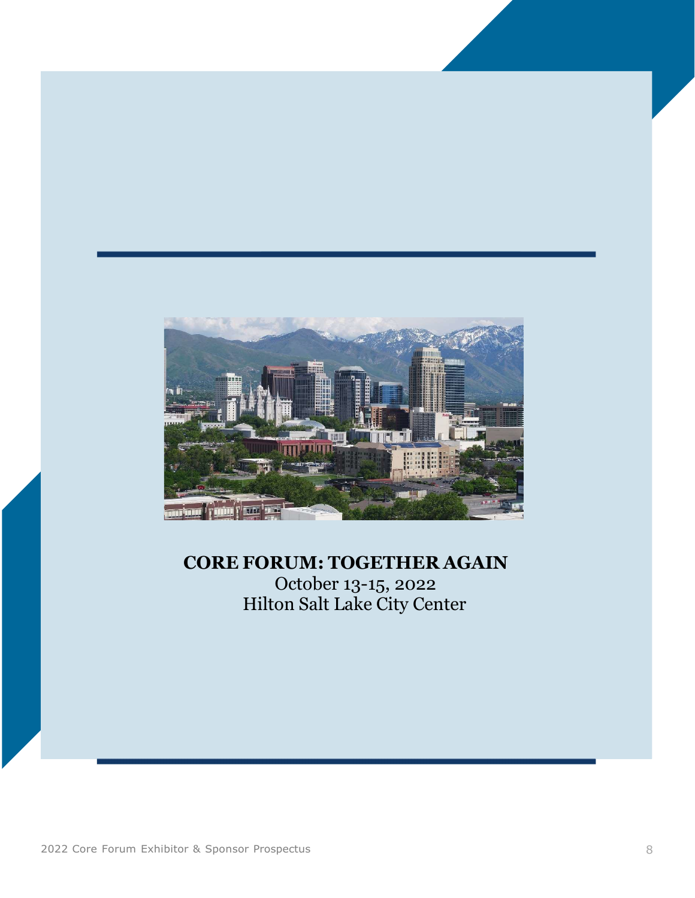**CORE FORUM: TOGETHER AGAIN**

October 13-15, 2022

Hilton Salt Lake City Center